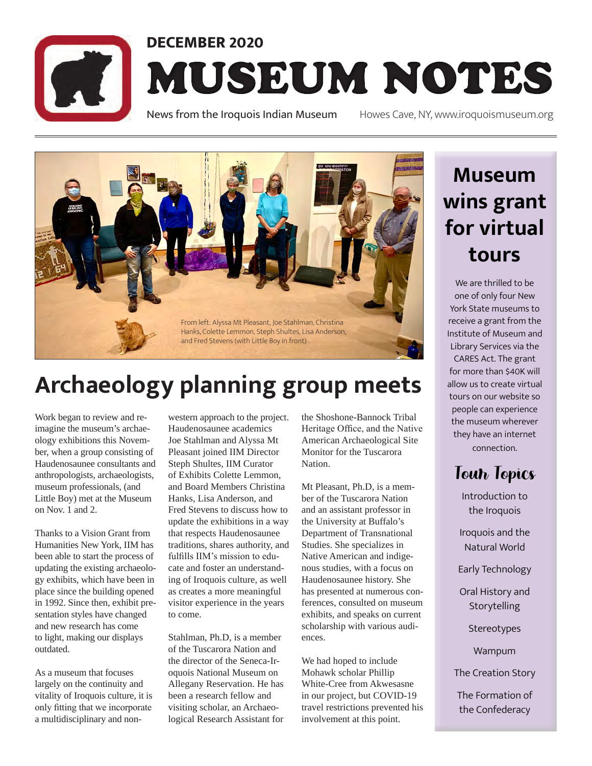DECEMBER 2020

# MUSEUM NOTES

News from the Iroquois Indian Museum — Howes Cave, NY, www.iroquoismuseum.org

From left: Alyssa Mt Pleasant, Joe Stahlman, Christina Hanks, Colette Lemmon, Steph Shultes, Lisa Anderson, and Fred Stevens (with Little Boy in front)

## Archaeology planning group meets

Work began to review and reimagine the museum's archaeology exhibitions this November, when a group consisting of Haudenosaunee consultants and anthropologists, archaeologists, museum professionals, (and Little Boy) met at the Museum on Nov. 1 and 2.

Thanks to a Vision Grant from Humanities New York, IIM has been able to start the process of updating the existing archaeology exhibits, which have been in place since the building opened in 1992. Since then, exhibit presentation styles have changed and new research has come to light, making our displays outdated.

As a museum that focuses largely on the continuity and vitality of Iroquois culture, it is only fitting that we incorporate a multidisciplinary and non-western approach to the project. Haudenosaunee academics Joe Stahlman and Alyssa Mt Pleasant joined IIM Director Steph Shultes, IIM Curator of Exhibits Colette Lemmon, and Board Members Christina Hanks, Lisa Anderson, and Fred Stevens to discuss how to update the exhibitions in a way that respects Haudenosaunee traditions, shares authority, and fulfills IIM's mission to educate and foster an understanding of Iroquois culture, as well as creates a more meaningful visitor experience in the years to come.

Stahlman, Ph.D, is a member of the Tuscarora Nation and the director of the Seneca-Iroquois National Museum on Allegany Reservation. He has been a research fellow and visiting scholar, an Archaeological Research Assistant for the Shoshone-Bannock Tribal Heritage Office, and the Native American Archaeological Site Monitor for the Tuscarora Nation.

Mt Pleasant, Ph.D, is a member of the Tuscarora Nation and an assistant professor in the University at Buffalo's Department of Transnational Studies. She specializes in Native American and indigenous studies, with a focus on Haudenosaunee history. She has presented at numerous conferences, consulted on museum exhibits, and speaks on current scholarship with various audiences.

We had hoped to include Mohawk scholar Phillip White-Cree from Akwesasne in our project, but COVID-19 travel restrictions prevented his involvement at this point.

## Museum wins grant for virtual tours

We are thrilled to be one of only four New York State museums to receive a grant from the Institute of Museum and Library Services via the CARES Act. The grant for more than $40K will allow us to create virtual tours on our website so people can experience the museum wherever they have an internet connection.

### Tour Topics

- Introduction to the Iroquois
- Iroquois and the Natural World
- Early Technology
- Oral History and Storytelling
- Stereotypes
- Wampum
- The Creation Story
- The Formation of the Confederacy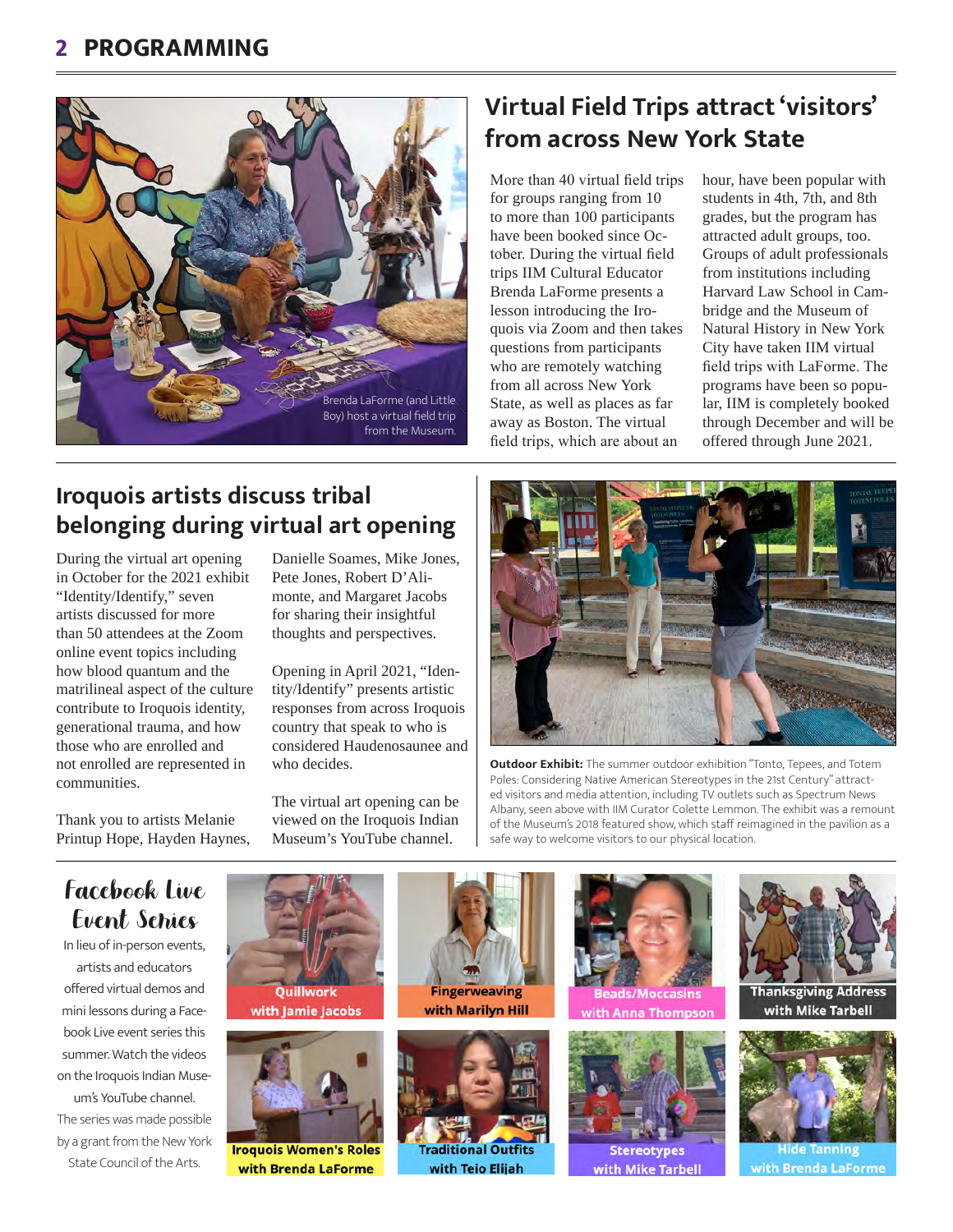## PROGRAMMING

Brenda LaForme (and Little Boy) host a virtual field trip from the Museum.

## Virtual Field Trips attract 'visitors' from across New York State

More than 40 virtual field trips for groups ranging from 10 to more than 100 participants have been booked since October. During the virtual field trips IIM Cultural Educator Brenda LaForme presents a lesson introducing the Iroquois via Zoom and then takes questions from participants who are remotely watching from all across New York State, as well as places as far away as Boston. The virtual field trips, which are about an hour, have been popular with students in 4th, 7th, and 8th grades, but the program has attracted adult groups, too. Groups of adult professionals from institutions including Harvard Law School in Cambridge and the Museum of Natural History in New York City have taken IIM virtual field trips with LaForme. The programs have been so popular, IIM is completely booked through December and will be offered through June 2021.

## Iroquois artists discuss tribal belonging during virtual art opening

During the virtual art opening in October for the 2021 exhibit "Identity/Identify," seven artists discussed for more than 50 attendees at the Zoom online event topics including how blood quantum and the matrilineal aspect of the culture contribute to Iroquois identity, generational trauma, and how those who are enrolled and not enrolled are represented in communities.

Thank you to artists Melanie Printup Hope, Hayden Haynes, Danielle Soames, Mike Jones, Pete Jones, Robert D'Alimonte, and Margaret Jacobs for sharing their insightful thoughts and perspectives.

Opening in April 2021, "Identity/Identify" presents artistic responses from across Iroquois country that speak to who is considered Haudenosaunee and who decides.

The virtual art opening can be viewed on the Iroquois Indian Museum's YouTube channel.

**Outdoor Exhibit:** The summer outdoor exhibition "Tonto, Tepees, and Totem Poles: Considering Native American Stereotypes in the 21st Century" attracted visitors and media attention, including TV outlets such as Spectrum News Albany, seen above with IIM Curator Colette Lemmon. The exhibit was a remount of the Museum's 2018 featured show, which staff reimagined in the pavilion as a safe way to welcome visitors to our physical location.

## Facebook Live Event Series

In lieu of in-person events, artists and educators offered virtual demos and mini lessons during a Facebook Live event series this summer. Watch the videos on the Iroquois Indian Museum's YouTube channel.

The series was made possible by a grant from the New York State Council of the Arts.

- Quillwork with Jamie Jacobs
- Fingerweaving with Marilyn Hill
- Beads/Moccasins with Anna Thompson
- Thanksgiving Address with Mike Tarbell
- Iroquois Women's Roles with Brenda LaForme
- Traditional Outfits with Teio Elijah
- Stereotypes with Mike Tarbell
- Hide Tanning with Brenda LaForme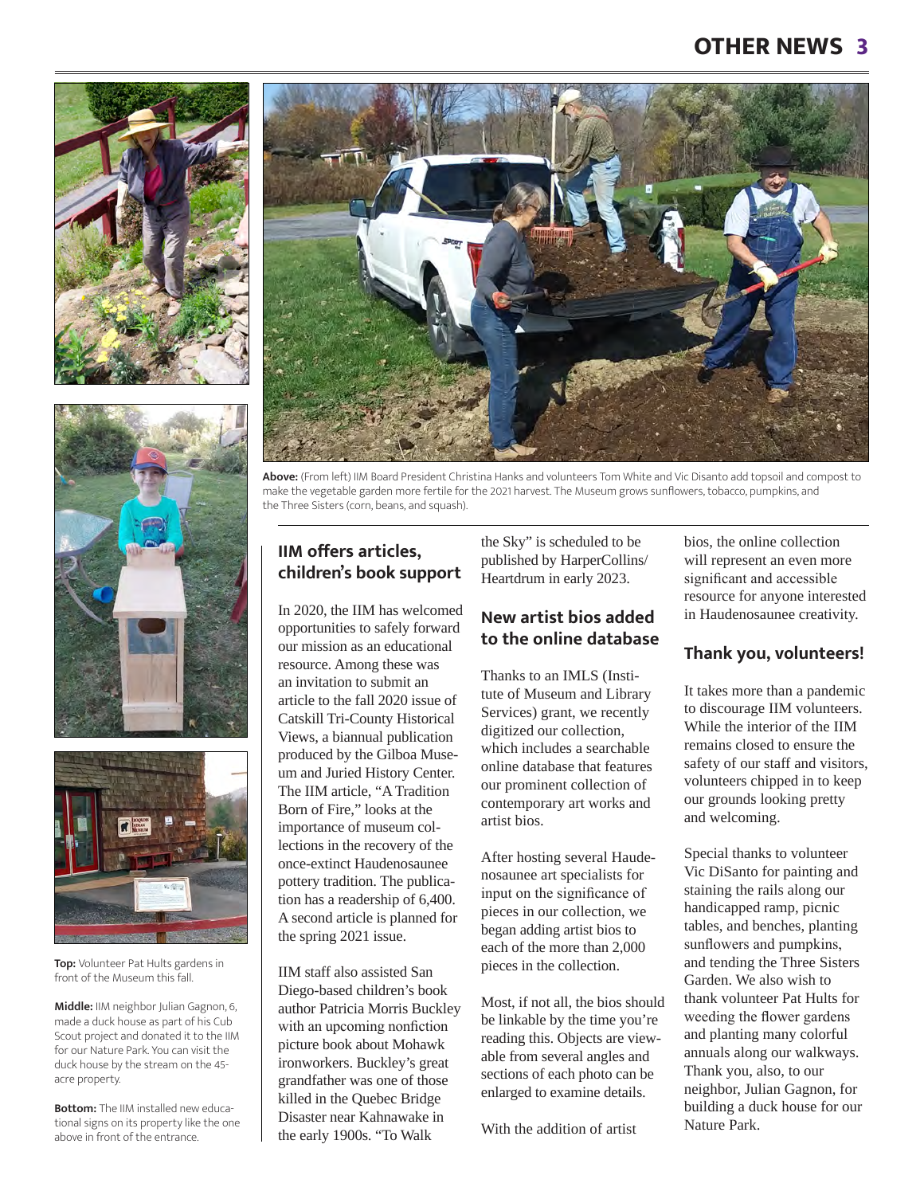**Above:** (From left) IIM Board President Christina Hanks and volunteers Tom White and Vic Disanto add topsoil and compost to make the vegetable garden more fertile for the 2021 harvest. The Museum grows sunflowers, tobacco, pumpkins, and the Three Sisters (corn, beans, and squash).

**Top:** Volunteer Pat Hults gardens in front of the Museum this fall.

**Middle:** IIM neighbor Julian Gagnon, 6, made a duck house as part of his Cub Scout project and donated it to the IIM for our Nature Park. You can visit the duck house by the stream on the 45-acre property.

**Bottom:** The IIM installed new educational signs on its property like the one above in front of the entrance.

## IIM offers articles, children's book support

In 2020, the IIM has welcomed opportunities to safely forward our mission as an educational resource. Among these was an invitation to submit an article to the fall 2020 issue of Catskill Tri-County Historical Views, a biannual publication produced by the Gilboa Museum and Juried History Center. The IIM article, "A Tradition Born of Fire," looks at the importance of museum collections in the recovery of the once-extinct Haudenosaunee pottery tradition. The publication has a readership of 6,400. A second article is planned for the spring 2021 issue.

IIM staff also assisted San Diego-based children's book author Patricia Morris Buckley with an upcoming nonfiction picture book about Mohawk ironworkers. Buckley's great grandfather was one of those killed in the Quebec Bridge Disaster near Kahnawake in the early 1900s. "To Walk the Sky" is scheduled to be published by HarperCollins/Heartdrum in early 2023.

## New artist bios added to the online database

Thanks to an IMLS (Institute of Museum and Library Services) grant, we recently digitized our collection, which includes a searchable online database that features our prominent collection of contemporary art works and artist bios.

After hosting several Haudenosaunee art specialists for input on the significance of pieces in our collection, we began adding artist bios to each of the more than 2,000 pieces in the collection.

Most, if not all, the bios should be linkable by the time you're reading this. Objects are viewable from several angles and sections of each photo can be enlarged to examine details.

With the addition of artist bios, the online collection will represent an even more significant and accessible resource for anyone interested in Haudenosaunee creativity.

## Thank you, volunteers!

It takes more than a pandemic to discourage IIM volunteers. While the interior of the IIM remains closed to ensure the safety of our staff and visitors, volunteers chipped in to keep our grounds looking pretty and welcoming.

Special thanks to volunteer Vic DiSanto for painting and staining the rails along our handicapped ramp, picnic tables, and benches, planting sunflowers and pumpkins, and tending the Three Sisters Garden. We also wish to thank volunteer Pat Hults for weeding the flower gardens and planting many colorful annuals along our walkways. Thank you, also, to our neighbor, Julian Gagnon, for building a duck house for our Nature Park.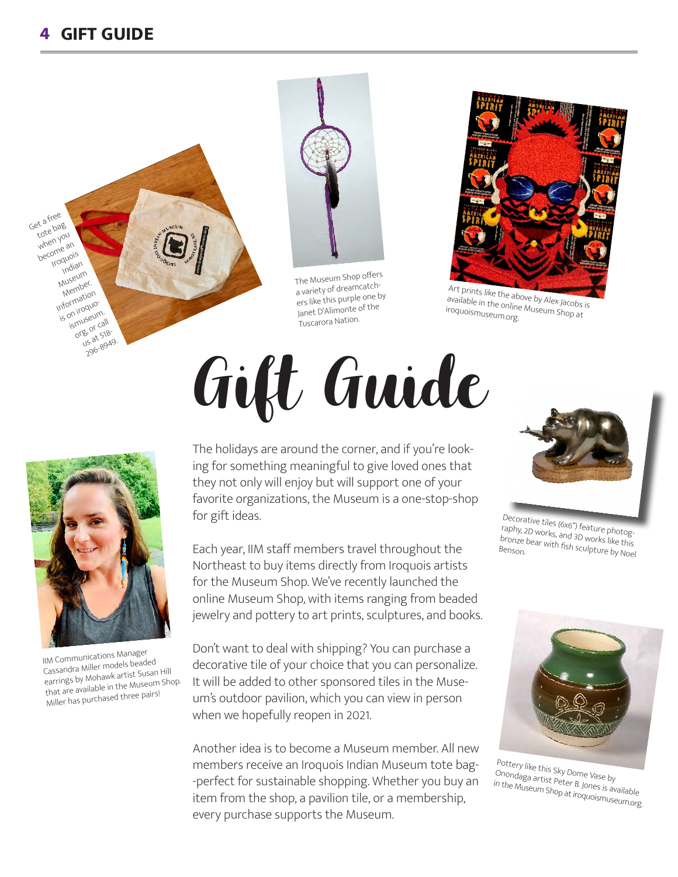# Gift Guide

Get a free tote bag when you become an Iroquois Indian Museum Member. Information is on iroquoismuseum.org, or call us at 518-296-8949.

The Museum Shop offers a variety of dreamcatchers like this purple one by Janet D'Alimonte of the Tuscarora Nation.

Art prints like the above by Alex Jacobs is available in the online Museum Shop at iroquoismuseum.org.

The holidays are around the corner, and if you're looking for something meaningful to give loved ones that they not only will enjoy but will support one of your favorite organizations, the Museum is a one-stop-shop for gift ideas.

Each year, IIM staff members travel throughout the Northeast to buy items directly from Iroquois artists for the Museum Shop. We've recently launched the online Museum Shop, with items ranging from beaded jewelry and pottery to art prints, sculptures, and books.

Don't want to deal with shipping? You can purchase a decorative tile of your choice that you can personalize. It will be added to other sponsored tiles in the Museum's outdoor pavilion, which you can view in person when we hopefully reopen in 2021.

Another idea is to become a Museum member. All new members receive an Iroquois Indian Museum tote bag--perfect for sustainable shopping. Whether you buy an item from the shop, a pavilion tile, or a membership, every purchase supports the Museum.

IIM Communications Manager Cassandra Miller models beaded earrings by Mohawk artist Susan Hill that are available in the Museum Shop. Miller has purchased three pairs!

Decorative tiles (6x6") feature photography, 2D works, and 3D works like this bronze bear with fish sculpture by Noel Benson.

Pottery like this Sky Dome Vase by Onondaga artist Peter B. Jones is available in the Museum Shop at iroquoismuseum.org.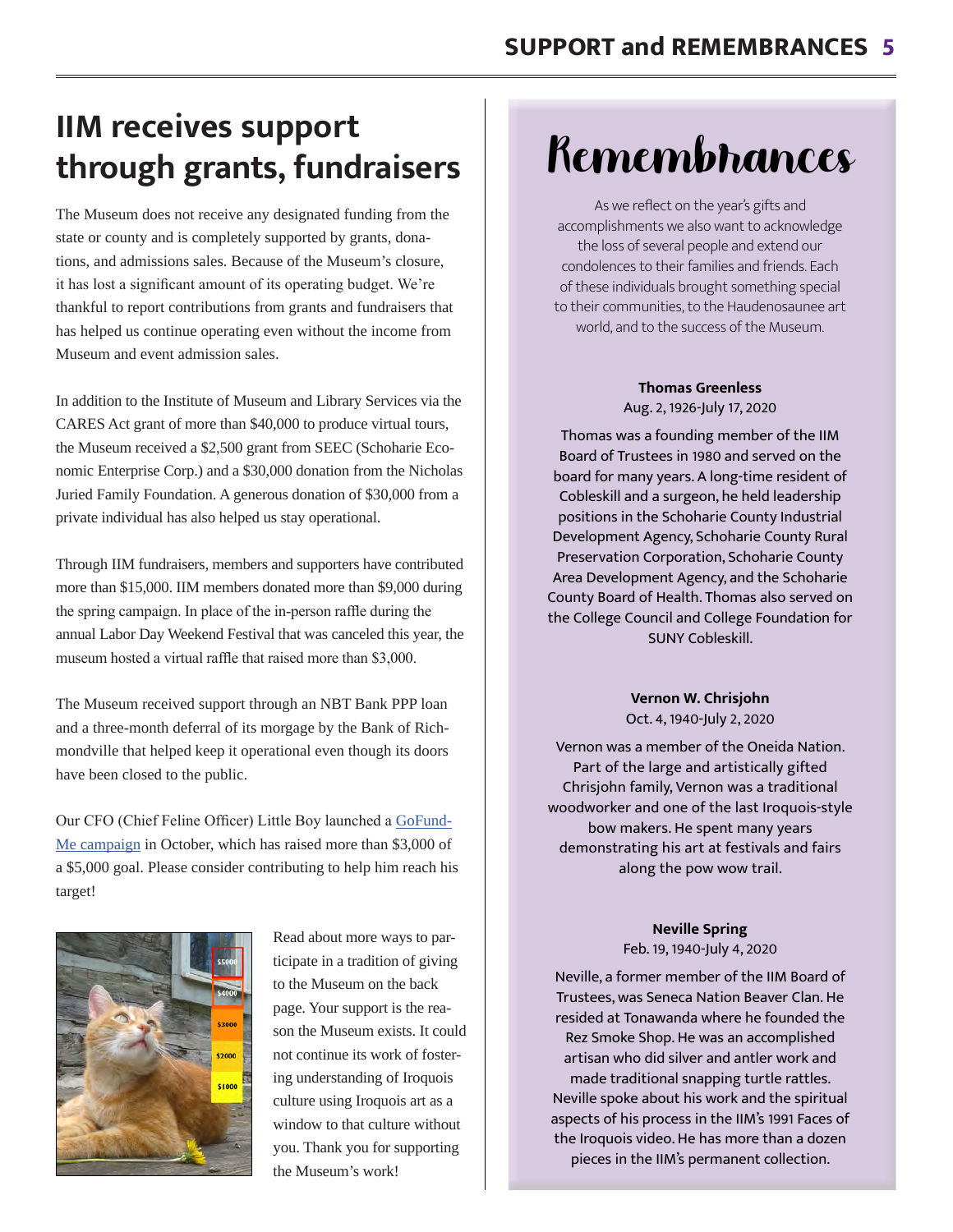# IIM receives support through grants, fundraisers

The Museum does not receive any designated funding from the state or county and is completely supported by grants, donations, and admissions sales. Because of the Museum's closure, it has lost a significant amount of its operating budget. We're thankful to report contributions from grants and fundraisers that has helped us continue operating even without the income from Museum and event admission sales.

In addition to the Institute of Museum and Library Services via the CARES Act grant of more than $40,000 to produce virtual tours, the Museum received a $2,500 grant from SEEC (Schoharie Economic Enterprise Corp.) and a $30,000 donation from the Nicholas Juried Family Foundation. A generous donation of $30,000 from a private individual has also helped us stay operational.

Through IIM fundraisers, members and supporters have contributed more than $15,000. IIM members donated more than $9,000 during the spring campaign. In place of the in-person raffle during the annual Labor Day Weekend Festival that was canceled this year, the museum hosted a virtual raffle that raised more than $3,000.

The Museum received support through an NBT Bank PPP loan and a three-month deferral of its morgage by the Bank of Richmondville that helped keep it operational even though its doors have been closed to the public.

Our CFO (Chief Feline Officer) Little Boy launched a GoFundMe campaign in October, which has raised more than $3,000 of a $5,000 goal. Please consider contributing to help him reach his target!

Read about more ways to participate in a tradition of giving to the Museum on the back page. Your support is the reason the Museum exists. It could not continue its work of fostering understanding of Iroquois culture using Iroquois art as a window to that culture without you. Thank you for supporting the Museum's work!

# Remembrances

As we reflect on the year's gifts and accomplishments we also want to acknowledge the loss of several people and extend our condolences to their families and friends. Each of these individuals brought something special to their communities, to the Haudenosaunee art world, and to the success of the Museum.

**Thomas Greenless**
Aug. 2, 1926-July 17, 2020

Thomas was a founding member of the IIM Board of Trustees in 1980 and served on the board for many years. A long-time resident of Cobleskill and a surgeon, he held leadership positions in the Schoharie County Industrial Development Agency, Schoharie County Rural Preservation Corporation, Schoharie County Area Development Agency, and the Schoharie County Board of Health. Thomas also served on the College Council and College Foundation for SUNY Cobleskill.

**Vernon W. Chrisjohn**
Oct. 4, 1940-July 2, 2020

Vernon was a member of the Oneida Nation. Part of the large and artistically gifted Chrisjohn family, Vernon was a traditional woodworker and one of the last Iroquois-style bow makers. He spent many years demonstrating his art at festivals and fairs along the pow wow trail.

**Neville Spring**
Feb. 19, 1940-July 4, 2020

Neville, a former member of the IIM Board of Trustees, was Seneca Nation Beaver Clan. He resided at Tonawanda where he founded the Rez Smoke Shop. He was an accomplished artisan who did silver and antler work and made traditional snapping turtle rattles. Neville spoke about his work and the spiritual aspects of his process in the IIM's 1991 Faces of the Iroquois video. He has more than a dozen pieces in the IIM's permanent collection.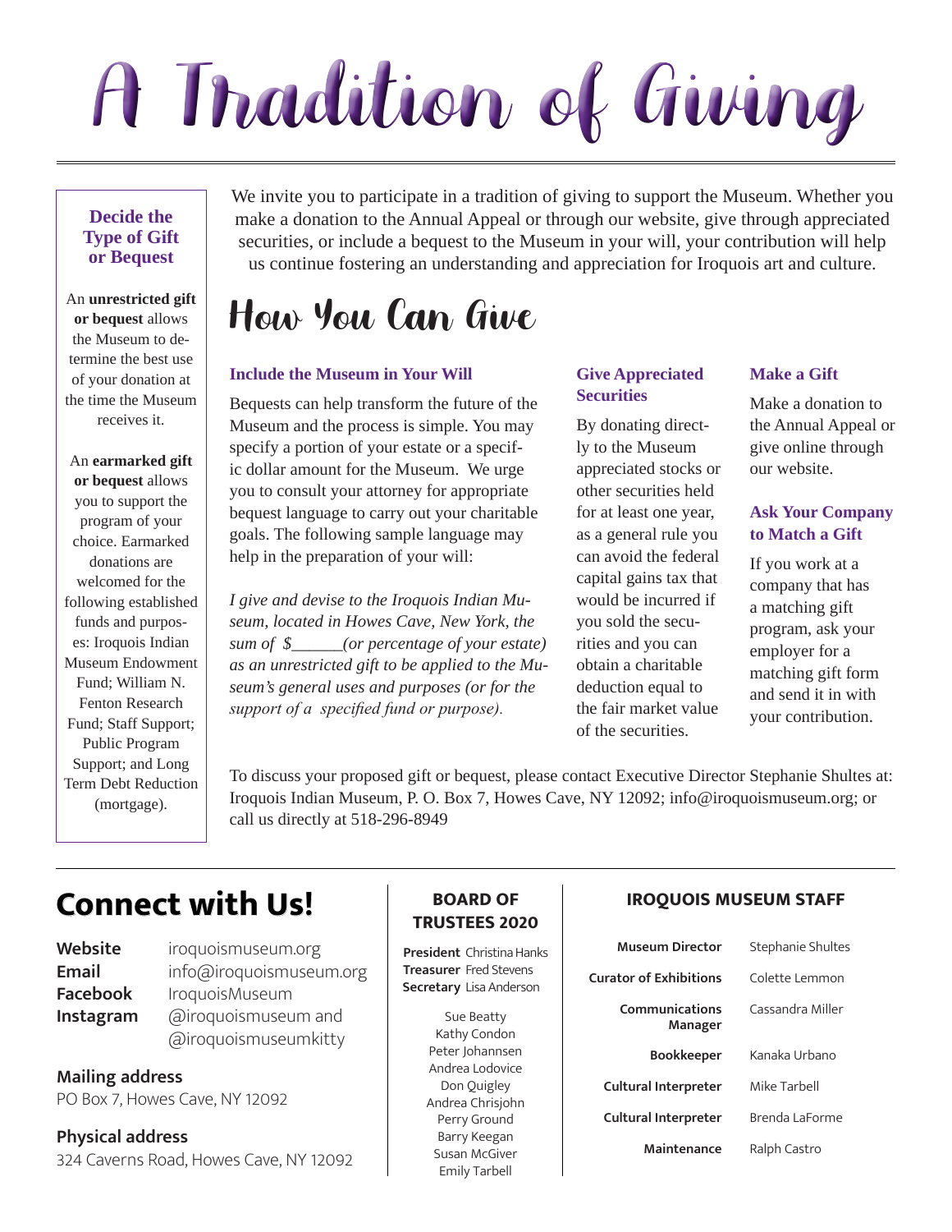# A Tradition of Giving

We invite you to participate in a tradition of giving to support the Museum. Whether you make a donation to the Annual Appeal or through our website, give through appreciated securities, or include a bequest to the Museum in your will, your contribution will help us continue fostering an understanding and appreciation for Iroquois art and culture.

### Decide the Type of Gift or Bequest

An **unrestricted gift or bequest** allows the Museum to determine the best use of your donation at the time the Museum receives it.

An **earmarked gift or bequest** allows you to support the program of your choice. Earmarked donations are welcomed for the following established funds and purposes: Iroquois Indian Museum Endowment Fund; William N. Fenton Research Fund; Staff Support; Public Program Support; and Long Term Debt Reduction (mortgage).

## How You Can Give

### Include the Museum in Your Will

Bequests can help transform the future of the Museum and the process is simple. You may specify a portion of your estate or a specific dollar amount for the Museum. We urge you to consult your attorney for appropriate bequest language to carry out your charitable goals. The following sample language may help in the preparation of your will:

*I give and devise to the Iroquois Indian Museum, located in Howes Cave, New York, the sum of $______(or percentage of your estate) as an unrestricted gift to be applied to the Museum's general uses and purposes (or for the support of a specified fund or purpose).*

### Give Appreciated Securities

By donating directly to the Museum appreciated stocks or other securities held for at least one year, as a general rule you can avoid the federal capital gains tax that would be incurred if you sold the securities and you can obtain a charitable deduction equal to the fair market value of the securities.

### Make a Gift

Make a donation to the Annual Appeal or give online through our website.

### Ask Your Company to Match a Gift

If you work at a company that has a matching gift program, ask your employer for a matching gift form and send it in with your contribution.

To discuss your proposed gift or bequest, please contact Executive Director Stephanie Shultes at: Iroquois Indian Museum, P. O. Box 7, Howes Cave, NY 12092; info@iroquoismuseum.org; or call us directly at 518-296-8949

## Connect with Us!

**Website** iroquoismuseum.org
**Email** info@iroquoismuseum.org
**Facebook** IroquoisMuseum
**Instagram** @iroquoismuseum and @iroquoismuseumkitty

**Mailing address**
PO Box 7, Howes Cave, NY 12092

**Physical address**
324 Caverns Road, Howes Cave, NY 12092

### BOARD OF TRUSTEES 2020

**President** Christina Hanks
**Treasurer** Fred Stevens
**Secretary** Lisa Anderson

Sue Beatty
Kathy Condon
Peter Johannsen
Andrea Lodovice
Don Quigley
Andrea Chrisjohn
Perry Ground
Barry Keegan
Susan McGiver
Emily Tarbell

### IROQUOIS MUSEUM STAFF

| | |
|---|---|
| **Museum Director** | Stephanie Shultes |
| **Curator of Exhibitions** | Colette Lemmon |
| **Communications Manager** | Cassandra Miller |
| **Bookkeeper** | Kanaka Urbano |
| **Cultural Interpreter** | Mike Tarbell |
| **Cultural Interpreter** | Brenda LaForme |
| **Maintenance** | Ralph Castro |